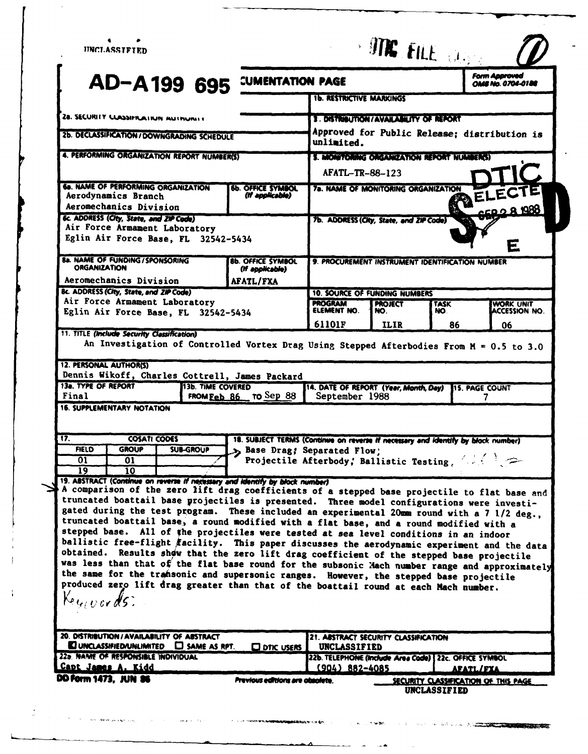UNCLASSIFIED

DTIC FILE COPY

**AD-A199 695**

# REPORT DOCUMENTATION PAGE

Form Approved OMB No. 0704-0188

| Field | Entry |
|---|---|
| 1b. RESTRICTIVE MARKINGS | |
| 2a. SECURITY CLASSIFICATION AUTHORITY | |
| 2b. DECLASSIFICATION / DOWNGRADING SCHEDULE | |
| 3. DISTRIBUTION / AVAILABILITY OF REPORT | Approved for Public Release; distribution is unlimited. |
| 4. PERFORMING ORGANIZATION REPORT NUMBER(S) | |
| 5. MONITORING ORGANIZATION REPORT NUMBER(S) | AFATL-TR-88-123 |
| 6a. NAME OF PERFORMING ORGANIZATION | Aerodynamics Branch, Aeromechanics Division |
| 6b. OFFICE SYMBOL (If applicable) | |
| 6c. ADDRESS (City, State, and ZIP Code) | Air Force Armament Laboratory, Eglin Air Force Base, FL 32542-5434 |
| 7a. NAME OF MONITORING ORGANIZATION | |
| 7b. ADDRESS (City, State, and ZIP Code) | |
| 8a. NAME OF FUNDING/SPONSORING ORGANIZATION | Aeromechanics Division |
| 8b. OFFICE SYMBOL (If applicable) | AFATL/FXA |
| 8c. ADDRESS (City, State, and ZIP Code) | Air Force Armament Laboratory, Eglin Air Force Base, FL 32542-5434 |
| 9. PROCUREMENT INSTRUMENT IDENTIFICATION NUMBER | |

DTIC ELECTE SEP 28 1988 S E D

**10. SOURCE OF FUNDING NUMBERS**

| PROGRAM ELEMENT NO. | PROJECT NO. | TASK NO. | WORK UNIT ACCESSION NO. |
|---|---|---|---|
| 61101F | ILIR | 86 | 06 |

**11. TITLE (Include Security Classification)**

An Investigation of Controlled Vortex Drag Using Stepped Afterbodies From M = 0.5 to 3.0

**12. PERSONAL AUTHOR(S)**

Dennis Wikoff, Charles Cottrell, James Packard

| 13a. TYPE OF REPORT | 13b. TIME COVERED | 14. DATE OF REPORT (Year, Month, Day) | 15. PAGE COUNT |
|---|---|---|---|
| Final | FROM Feb 86 TO Sep 88 | September 1988 | 7 |

**16. SUPPLEMENTARY NOTATION**

**17. COSATI CODES**

| FIELD | GROUP | SUB-GROUP |
|---|---|---|
| 01 | 01 | |
| 19 | 10 | |

**18. SUBJECT TERMS (Continue on reverse if necessary and identify by block number)**

Base Drag; Separated Flow; Projectile Afterbody; Ballistic Testing

**19. ABSTRACT (Continue on reverse if necessary and identify by block number)**

A comparison of the zero lift drag coefficients of a stepped base projectile to flat base and truncated boattail base projectiles is presented. Three model configurations were investigated during the test program. These included an experimental 20mm round with a 7 1/2 deg., truncated boattail base, a round modified with a flat base, and a round modified with a stepped base. All of the projectiles were tested at sea level conditions in an indoor ballistic free-flight facility. This paper discusses the aerodynamic experiment and the data obtained. Results show that the zero lift drag coefficient of the stepped base projectile was less than that of the flat base round for the subsonic Mach number range and approximately the same for the transonic and supersonic ranges. However, the stepped base projectile produced zero lift drag greater than that of the boattail round at each Mach number.

Keywords:

| Field | Entry |
|---|---|
| 20. DISTRIBUTION / AVAILABILITY OF ABSTRACT | ☒ UNCLASSIFIED/UNLIMITED ☐ SAME AS RPT. ☐ DTIC USERS |
| 21. ABSTRACT SECURITY CLASSIFICATION | UNCLASSIFIED |
| 22a. NAME OF RESPONSIBLE INDIVIDUAL | Capt James A. Kidd |
| 22b. TELEPHONE (Include Area Code) | (904) 882-4085 |
| 22c. OFFICE SYMBOL | AFATL/FXA |

DD Form 1473, JUN 86 — Previous editions are obsolete.

SECURITY CLASSIFICATION OF THIS PAGE: UNCLASSIFIED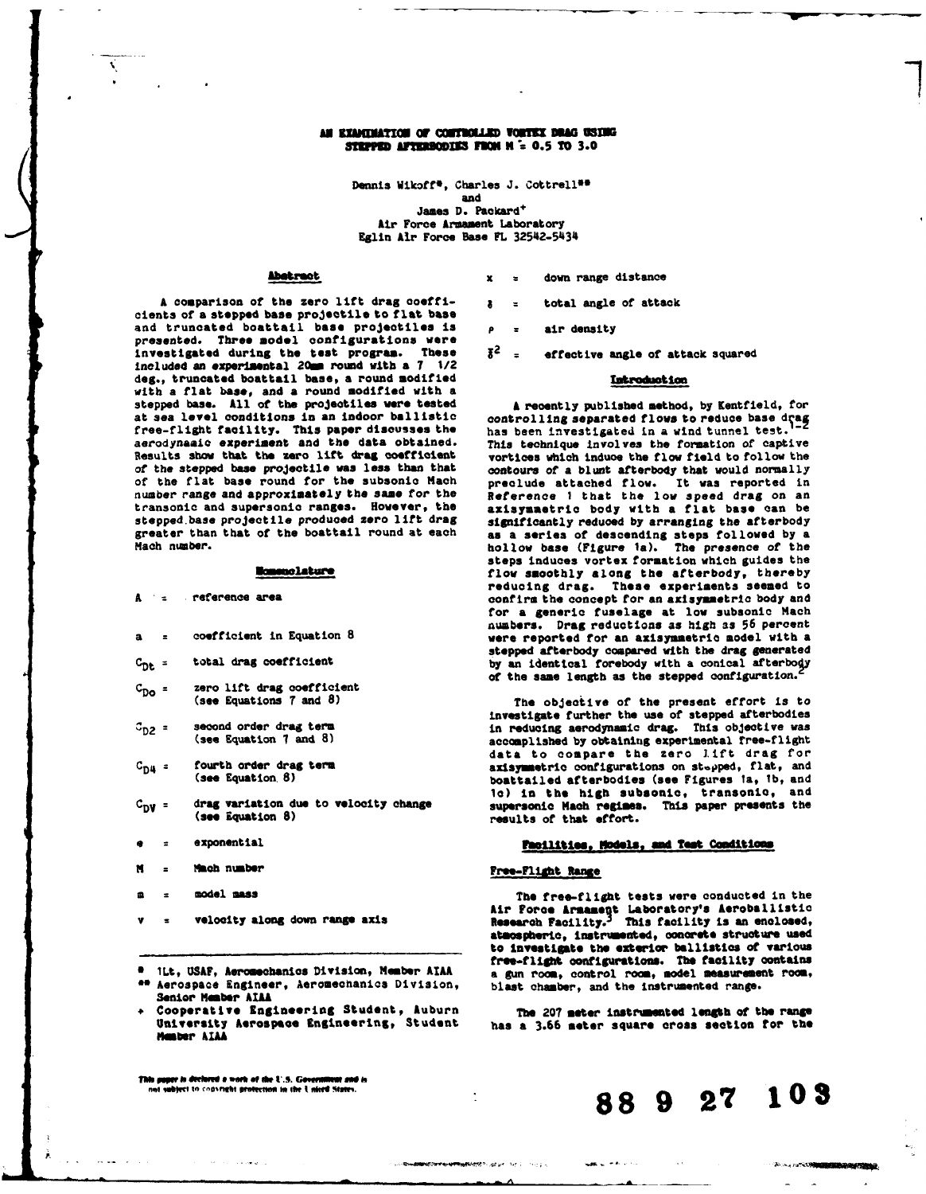# AN EXAMINATION OF CONTROLLED VORTEX DRAG USING STEPPED AFTERBODIES FROM M = 0.5 TO 3.0

Dennis Wikoff*, Charles J. Cottrell**
and
James D. Packard+
Air Force Armament Laboratory
Eglin Air Force Base FL 32542-5434

## Abstract

A comparison of the zero lift drag coefficients of a stepped base projectile to flat base and truncated boattail base projectiles is presented. Three model configurations were investigated during the test program. These included an experimental 20mm round with a 7 1/2 deg., truncated boattail base, a round modified with a flat base, and a round modified with a stepped base. All of the projectiles were tested at sea level conditions in an indoor ballistic free-flight facility. This paper discusses the aerodynamic experiment and the data obtained. Results show that the zero lift drag coefficient of the stepped base projectile was less than that of the flat base round for the subsonic Mach number range and approximately the same for the transonic and supersonic ranges. However, the stepped base projectile produced zero lift drag greater than that of the boattail round at each Mach number.

## Nomenclature

- $A$ = reference area
- $a$ = coefficient in Equation 8
- $C_{Dt}$ = total drag coefficient
- $C_{Do}$ = zero lift drag coefficient (see Equations 7 and 8)
- $C_{D2}$ = second order drag term (see Equation 7 and 8)
- $C_{D4}$ = fourth order drag term (see Equation 8)
- $C_{DV}$ = drag variation due to velocity change (see Equation 8)
- $e$ = exponential
- $M$ = Mach number
- $m$ = model mass
- $v$ = velocity along down range axis
- $x$ = down range distance
- $\delta$ = total angle of attack
- $\rho$ = air density
- $\bar{\delta}^2$ = effective angle of attack squared

---

\* 1Lt, USAF, Aeromechanics Division, Member AIAA
\*\* Aerospace Engineer, Aeromechanics Division, Senior Member AIAA
\+ Cooperative Engineering Student, Auburn University Aerospace Engineering, Student Member AIAA

This paper is declared a work of the U.S. Government and is not subject to copyright protection in the United States.

## Introduction

A recently published method, by Kentfield, for controlling separated flows to reduce base drag has been investigated in a wind tunnel test.[1-2] This technique involves the formation of captive vortices which induce the flow field to follow the contours of a blunt afterbody that would normally preclude attached flow. It was reported in Reference 1 that the low speed drag on an axisymmetric body with a flat base can be significantly reduced by arranging the afterbody as a series of descending steps followed by a hollow base (Figure 1a). The presence of the steps induces vortex formation which guides the flow smoothly along the afterbody, thereby reducing drag. These experiments seemed to confirm the concept for an axisymmetric body and for a generic fuselage at low subsonic Mach numbers. Drag reductions as high as 56 percent were reported for an axisymmetric model with a stepped afterbody compared with the drag generated by an identical forebody with a conical afterbody of the same length as the stepped configuration.[2]

The objective of the present effort is to investigate further the use of stepped afterbodies in reducing aerodynamic drag. This objective was accomplished by obtaining experimental free-flight data to compare the zero lift drag for axisymmetric configurations on stepped, flat, and boattailed afterbodies (see Figures 1a, 1b, and 1c) in the high subsonic, transonic, and supersonic Mach regimes. This paper presents the results of that effort.

## Facilities, Models, and Test Conditions

### Free-Flight Range

The free-flight tests were conducted in the Air Force Armament Laboratory's Aeroballistic Research Facility.[3] This facility is an enclosed, atmospheric, instrumented, concrete structure used to investigate the exterior ballistics of various free-flight configurations. The facility contains a gun room, control room, model measurement room, blast chamber, and the instrumented range.

The 207 meter instrumented length of the range has a 3.66 meter square cross section for the

88 9 27 103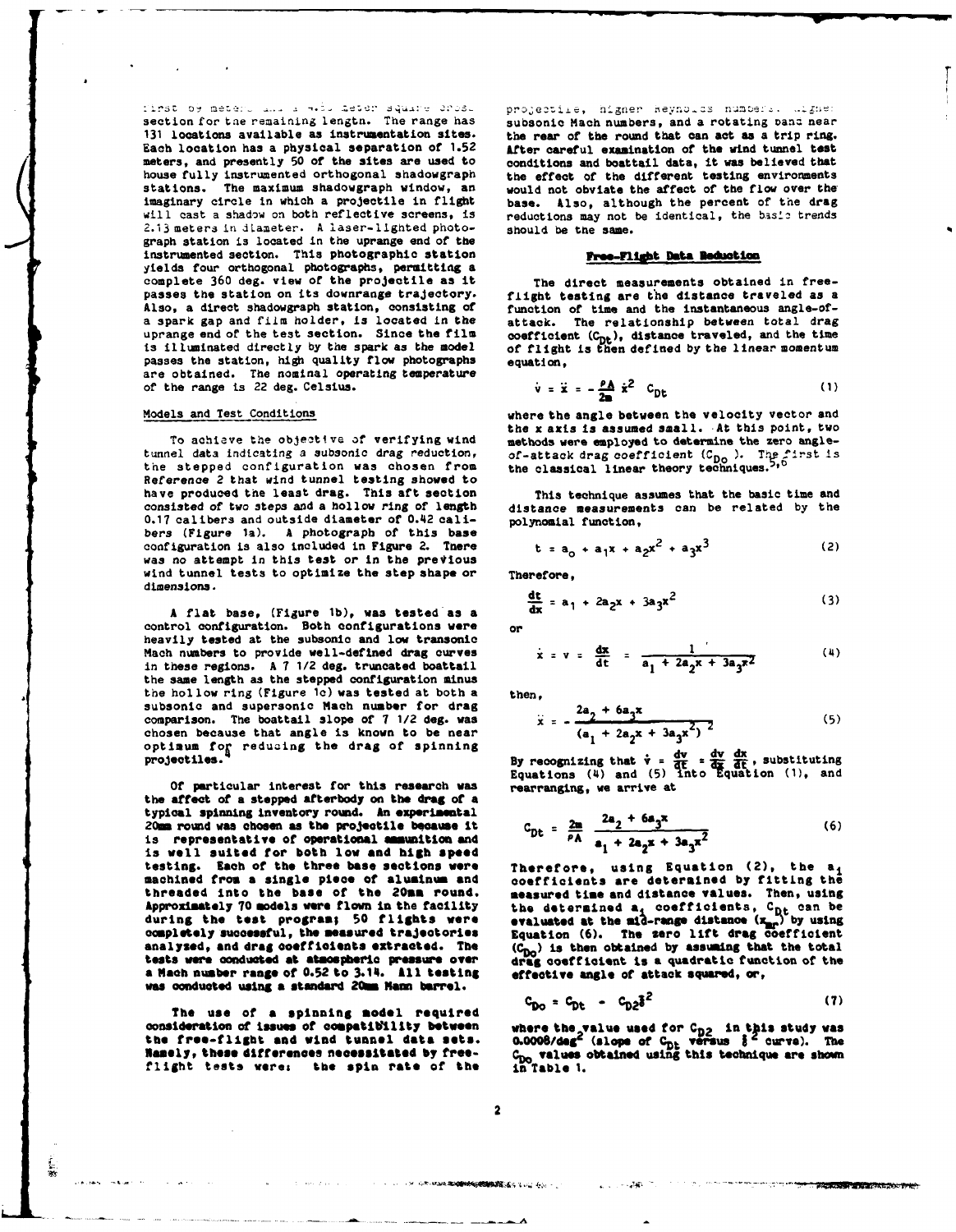first by meters and a 4.35 meter square cross section for the remaining length. The range has 131 locations available as instrumentation sites. Each location has a physical separation of 1.52 meters, and presently 50 of the sites are used to house fully instrumented orthogonal shadowgraph stations. The maximum shadowgraph window, an imaginary circle in which a projectile in flight will cast a shadow on both reflective screens, is 2.13 meters in diameter. A laser-lighted photograph station is located in the uprange end of the instrumented section. This photographic station yields four orthogonal photographs, permitting a complete 360 deg. view of the projectile as it passes the station on its downrange trajectory. Also, a direct shadowgraph station, consisting of a spark gap and film holder, is located in the uprange end of the test section. Since the film is illuminated directly by the spark as the model passes the station, high quality flow photographs are obtained. The nominal operating temperature of the range is 22 deg. Celsius.

## Models and Test Conditions

To achieve the objective of verifying wind tunnel data indicating a subsonic drag reduction, the stepped configuration was chosen from Reference 2 that wind tunnel testing showed to have produced the least drag. This aft section consisted of two steps and a hollow ring of length 0.17 calibers and outside diameter of 0.42 calibers (Figure 1a). A photograph of this base configuration is also included in Figure 2. There was no attempt in this test or in the previous wind tunnel tests to optimize the step shape or dimensions.

A flat base, (Figure 1b), was tested as a control configuration. Both configurations were heavily tested at the subsonic and low transonic Mach numbers to provide well-defined drag curves in these regions. A 7 1/2 deg. truncated boattail the same length as the stepped configuration minus the hollow ring (Figure 1c) was tested at both a subsonic and supersonic Mach number for drag comparison. The boattail slope of 7 1/2 deg. was chosen because that angle is known to be near optimum for reducing the drag of spinning projectiles.[4]

Of particular interest for this research was the affect of a stepped afterbody on the drag of a typical spinning inventory round. An experimental 20mm round was chosen as the projectile because it is representative of operational ammunition and is well suited for both low and high speed testing. Each of the three base sections were machined from a single piece of aluminum and threaded into the base of the 20mm round. Approximately 70 models were flown in the facility during the test program; 50 flights were completely successful, the measured trajectories analyzed, and drag coefficients extracted. The tests were conducted at atmospheric pressure over a Mach number range of 0.52 to 3.14. All testing was conducted using a standard 20mm Mann barrel.

The use of a spinning model required consideration of issues of compatibility between the free-flight and wind tunnel data sets. Namely, these differences necessitated by free-flight tests were: the spin rate of the projectile, higher Reynolds numbers, higher subsonic Mach numbers, and a rotating band near the rear of the round that can act as a trip ring. After careful examination of the wind tunnel test conditions and boattail data, it was believed that the effect of the different testing environments would not obviate the affect of the flow over the base. Also, although the percent of the drag reductions may not be identical, the basic trends should be the same.

## Free-Flight Data Reduction

The direct measurements obtained in free-flight testing are the distance traveled as a function of time and the instantaneous angle-of-attack. The relationship between total drag coefficient ($C_{Dt}$), distance traveled, and the time of flight is then defined by the linear momentum equation,

$$\dot{v} = \ddot{x} = -\frac{\rho A}{2m}\dot{x}^2 \; C_{Dt} \tag{1}$$

where the angle between the velocity vector and the x axis is assumed small. At this point, two methods were employed to determine the zero angle-of-attack drag coefficient ($C_{Do}$). The first is the classical linear theory techniques.[5,6]

This technique assumes that the basic time and distance measurements can be related by the polynomial function,

$$t = a_o + a_1 x + a_2 x^2 + a_3 x^3 \tag{2}$$

Therefore,

$$\frac{dt}{dx} = a_1 + 2a_2 x + 3a_3 x^2 \tag{3}$$

or

$$\dot{x} = v = \frac{dx}{dt} = \frac{1}{a_1 + 2a_2 x + 3a_3 x^2} \tag{4}$$

then,

$$\ddot{x} = -\frac{2a_2 + 6a_3 x}{(a_1 + 2a_2 x + 3a_3 x^2)^2} \tag{5}$$

By recognizing that $\dot{v} = \frac{dv}{dt} = \frac{dv}{dx}\frac{dx}{dt}$, substituting Equations (4) and (5) into Equation (1), and rearranging, we arrive at

$$C_{Dt} = \frac{2m}{\rho A}\,\frac{2a_2 + 6a_3 x}{a_1 + 2a_2 x + 3a_3 x^2} \tag{6}$$

Therefore, using Equation (2), the $a_i$ coefficients are determined by fitting the measured time and distance values. Then, using the determined $a_i$ coefficients, $C_{Dt}$ can be evaluated at the mid-range distance ($x_{mr}$) by using Equation (6). The zero lift drag coefficient ($C_{Do}$) is then obtained by assuming that the total drag coefficient is a quadratic function of the effective angle of attack squared, or,

$$C_{Do} = C_{Dt} - C_{D2}\delta^2 \tag{7}$$

where the value used for $C_{D2}$ in this study was 0.0008/deg$^2$ (slope of $C_{Dt}$ versus $\delta^2$ curve). The $C_{Do}$ values obtained using this technique are shown in Table 1.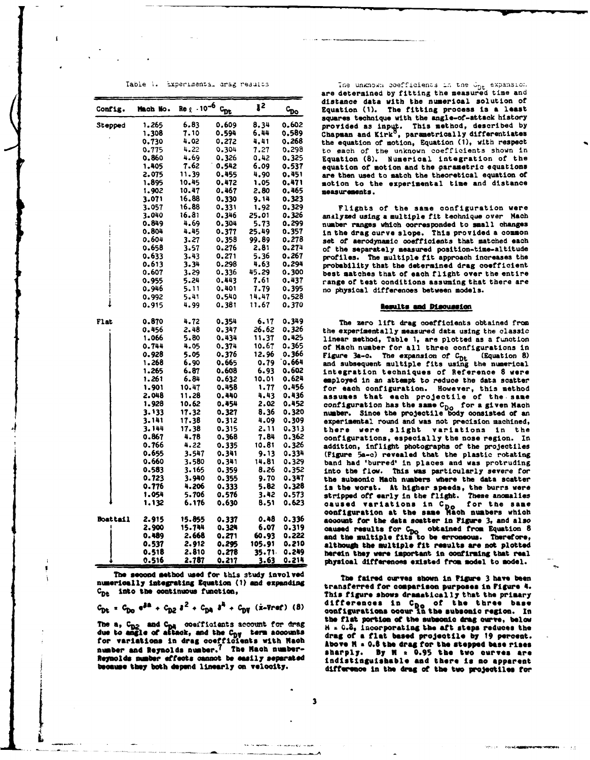Table 1. Experimental drag results

| Config. | Mach No. | $Re_{\ell} \cdot 10^{-6}$ | $C_{Dt}$ | $\delta^2$ | $C_{Do}$ |
|---|---|---|---|---|---|
| Stepped | 1.265 | 6.83 | 0.609 | 8.34 | 0.602 |
| | 1.308 | 7.10 | 0.594 | 6.44 | 0.589 |
| | 0.730 | 4.02 | 0.272 | 4.41 | 0.268 |
| | 0.775 | 4.22 | 0.304 | 7.27 | 0.298 |
| | 0.860 | 4.69 | 0.326 | 0.42 | 0.325 |
| | 1.405 | 7.62 | 0.542 | 6.09 | 0.537 |
| | 2.075 | 11.39 | 0.455 | 4.90 | 0.451 |
| | 1.895 | 10.45 | 0.472 | 1.05 | 0.471 |
| | 1.902 | 10.47 | 0.467 | 2.80 | 0.465 |
| | 3.071 | 16.88 | 0.330 | 9.14 | 0.323 |
| | 3.057 | 16.88 | 0.331 | 1.92 | 0.329 |
| | 3.040 | 16.81 | 0.346 | 25.01 | 0.326 |
| | 0.849 | 4.69 | 0.304 | 5.73 | 0.299 |
| | 0.804 | 4.45 | 0.377 | 25.49 | 0.357 |
| | 0.604 | 3.27 | 0.358 | 99.89 | 0.278 |
| | 0.658 | 3.57 | 0.276 | 2.81 | 0.274 |
| | 0.633 | 3.43 | 0.271 | 5.36 | 0.267 |
| | 0.613 | 3.34 | 0.298 | 4.63 | 0.294 |
| | 0.607 | 3.29 | 0.336 | 45.29 | 0.300 |
| | 0.955 | 5.24 | 0.443 | 7.61 | 0.437 |
| | 0.946 | 5.11 | 0.401 | 7.79 | 0.395 |
| | 0.992 | 5.41 | 0.540 | 14.47 | 0.528 |
| | 0.915 | 4.99 | 0.381 | 11.67 | 0.370 |
| Flat | 0.870 | 4.72 | 0.354 | 6.17 | 0.349 |
| | 0.456 | 2.48 | 0.347 | 26.62 | 0.326 |
| | 1.066 | 5.80 | 0.434 | 11.37 | 0.425 |
| | 0.744 | 4.05 | 0.374 | 10.67 | 0.365 |
| | 0.928 | 5.05 | 0.376 | 12.96 | 0.366 |
| | 1.268 | 6.90 | 0.665 | 0.79 | 0.664 |
| | 1.265 | 6.87 | 0.608 | 6.93 | 0.602 |
| | 1.261 | 6.84 | 0.632 | 10.01 | 0.624 |
| | 1.901 | 10.47 | 0.458 | 1.77 | 0.456 |
| | 2.048 | 11.28 | 0.440 | 4.43 | 0.436 |
| | 1.928 | 10.62 | 0.454 | 2.02 | 0.452 |
| | 3.133 | 17.32 | 0.327 | 8.36 | 0.320 |
| | 3.141 | 17.38 | 0.312 | 4.09 | 0.309 |
| | 3.144 | 17.38 | 0.315 | 2.11 | 0.313 |
| | 0.867 | 4.78 | 0.368 | 7.84 | 0.362 |
| | 0.766 | 4.22 | 0.335 | 10.81 | 0.326 |
| | 0.655 | 3.547 | 0.341 | 9.13 | 0.334 |
| | 0.660 | 3.580 | 0.341 | 14.81 | 0.329 |
| | 0.583 | 3.165 | 0.359 | 8.26 | 0.352 |
| | 0.723 | 3.940 | 0.355 | 9.70 | 0.347 |
| | 0.776 | 4.206 | 0.333 | 5.82 | 0.328 |
| | 1.054 | 5.706 | 0.576 | 3.42 | 0.573 |
| | 1.132 | 6.176 | 0.630 | 8.51 | 0.623 |
| Boattail | 2.915 | 15.855 | 0.337 | 0.48 | 0.336 |
| | 2.900 | 15.744 | 0.324 | 6.07 | 0.319 |
| | 0.489 | 2.668 | 0.271 | 60.93 | 0.222 |
| | 0.537 | 2.912 | 0.295 | 105.91 | 0.210 |
| | 0.518 | 2.810 | 0.278 | 35.71 | 0.249 |
| | 0.516 | 2.787 | 0.217 | 3.63 | 0.214 |

The second method used for this study involved numerically integrating Equation (1) and expanding $C_{Dt}$ into the continuous function,

$$C_{Dt} = C_{Do}\, e^{\delta a} + C_{D2}\, \delta^2 + C_{D4}\, \delta^4 + C_{DV}\, (\dot{x}\text{-}V_{ref}) \quad (8)$$

The a, $C_{D2}$ and $C_{D4}$ coefficients account for drag due to angle of attack, and the $C_{DV}$ term accounts for variations in drag coefficients with Mach number and Reynolds number.[7] The Mach number-Reynolds number effects cannot be easily separated because they both depend linearly on velocity.

The unknown coefficients in the $C_{Dt}$ expansion are determined by fitting the measured time and distance data with the numerical solution of Equation (1). The fitting process is a least squares technique with the angle-of-attack history provided as input. This method, described by Chapman and Kirk[8], parametrically differentiates the equation of motion, Equation (1), with respect to each of the unknown coefficients shown in Equation (8). Numerical integration of the equation of motion and the parametric equations are then used to match the theoretical equation of motion to the experimental time and distance measurements.

Flights of the same configuration were analyzed using a multiple fit technique over Mach number ranges which corresponded to small changes in the drag curve slope. This provided a common set of aerodynamic coefficients that matched each of the separately measured position-time-altitude profiles. The multiple fit approach increases the probability that the determined drag coefficient best matches that of each flight over the entire range of test conditions assuming that there are no physical differences between models.

## Results and Discussion

The zero lift drag coefficients obtained from the experimentally measured data using the classic linear method, Table 1, are plotted as a function of Mach number for all three configurations in Figure 3a-c. The expansion of $C_{Dt}$ (Equation 8) and subsequent multiple fits using the numerical integration techniques of Reference 8 were employed in an attempt to reduce the data scatter for each configuration. However, this method assumes that each projectile of the same configuration has the same $C_{Do}$ for a given Mach number. Since the projectile body consisted of an experimental round and was not precision machined, there were slight variations in the configurations, especially the nose region. In addition, inflight photographs of the projectiles (Figure 5a-c) revealed that the plastic rotating band had 'burred' in places and was protruding into the flow. This was particularly severe for the subsonic Mach numbers where the data scatter is the worst. At higher speeds, the burrs were stripped off early in the flight. These anomalies caused variations in $C_{Do}$ for the same configuration at the same Mach numbers which account for the data scatter in Figure 3, and also caused results for $C_{Do}$ obtained from Equation 8 and the multiple fits to be erroneous. Therefore, although the multiple fit results are not plotted herein they were important in confirming that real physical differences existed from model to model.

The faired curves shown in Figure 3 have been transferred for comparison purposes in Figure 4. This figure shows dramatically that the primary differences in $C_{Do}$ of the three base configurations occur in the subsonic region. In the flat portion of the subsonic drag curve, below M = 0.8, incorporating the aft steps reduces the drag of a flat based projectile by 19 percent. Above M = 0.8 the drag for the stepped base rises sharply. By M = 0.95 the two curves are indistinguishable and there is no apparent difference in the drag of the two projectiles for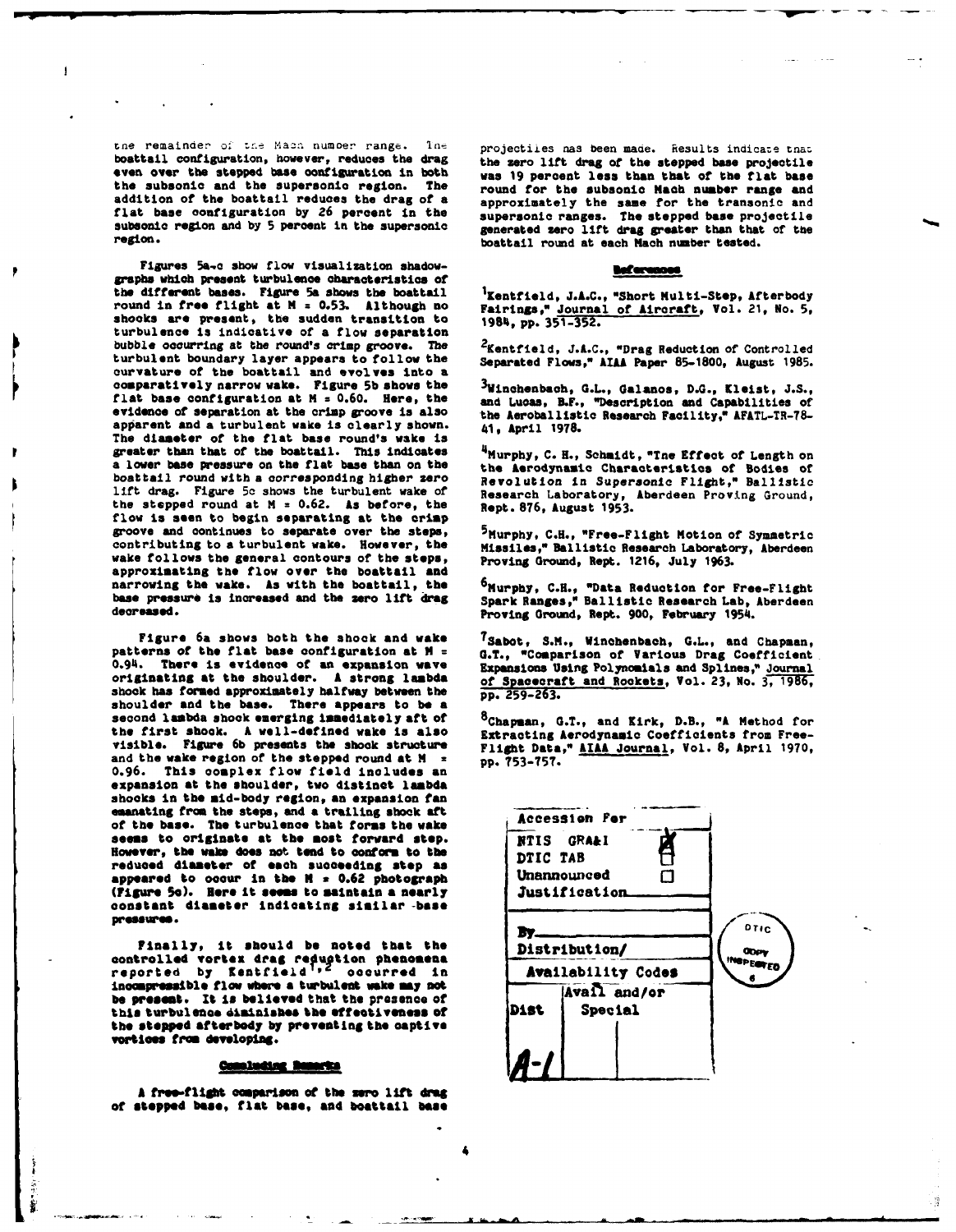the remainder of the Mach number range. The boattail configuration, however, reduces the drag even over the stepped base configuration in both the subsonic and the supersonic region. The addition of the boattail reduces the drag of a flat base configuration by 26 percent in the subsonic region and by 5 percent in the supersonic region.

Figures 5a-c show flow visualization shadowgraphs which present turbulence characteristics of the different bases. Figure 5a shows the boattail round in free flight at M = 0.53. Although no shocks are present, the sudden transition to turbulence is indicative of a flow separation bubble occurring at the round's crimp groove. The turbulent boundary layer appears to follow the curvature of the boattail and evolves into a comparatively narrow wake. Figure 5b shows the flat base configuration at M = 0.60. Here, the evidence of separation at the crimp groove is also apparent and a turbulent wake is clearly shown. The diameter of the flat base round's wake is greater than that of the boattail. This indicates a lower base pressure on the flat base than on the boattail round with a corresponding higher zero lift drag. Figure 5c shows the turbulent wake of the stepped round at M = 0.62. As before, the flow is seen to begin separating at the crimp groove and continues to separate over the steps, contributing to a turbulent wake. However, the wake follows the general contours of the steps, approximating the flow over the boattail and narrowing the wake. As with the boattail, the base pressure is increased and the zero lift drag decreased.

Figure 6a shows both the shock and wake patterns of the flat base configuration at M = 0.94. There is evidence of an expansion wave originating at the shoulder. A strong lambda shock has formed approximately halfway between the shoulder and the base. There appears to be a second lambda shock emerging immediately aft of the first shock. A well-defined wake is also visible. Figure 6b presents the shock structure and the wake region of the stepped round at M = 0.96. This complex flow field includes an expansion at the shoulder, two distinct lambda shocks in the mid-body region, an expansion fan emanating from the steps, and a trailing shock aft of the base. The turbulence that forms the wake seems to originate at the most forward step. However, the wake does not tend to conform to the reduced diameter of each succeeding step as appeared to occur in the M = 0.62 photograph (Figure 5c). Here it seems to maintain a nearly constant diameter indicating similar base pressures.

Finally, it should be noted that the controlled vortex drag reduction phenomena reported by Kentfield[1,2] occurred in incompressible flow where a turbulent wake may not be present. It is believed that the presence of this turbulence diminishes the effectiveness of the stepped afterbody by preventing the captive vortices from developing.

## Concluding Remarks

A free-flight comparison of the zero lift drag of stepped base, flat base, and boattail base projectiles has been made. Results indicate that the zero lift drag of the stepped base projectile was 19 percent less than that of the flat base round for the subsonic Mach number range and approximately the same for the transonic and supersonic ranges. The stepped base projectile generated zero lift drag greater than that of the boattail round at each Mach number tested.

## References

[1] Kentfield, J.A.C., "Short Multi-Step, Afterbody Fairings," Journal of Aircraft, Vol. 21, No. 5, 1984, pp. 351-352.

[2] Kentfield, J.A.C., "Drag Reduction of Controlled Separated Flows," AIAA Paper 85-1800, August 1985.

[3] Winchenbach, G.L., Galanos, D.G., Kleist, J.S., and Lucas, B.F., "Description and Capabilities of the Aeroballistic Research Facility," AFATL-TR-78-41, April 1978.

[4] Murphy, C. H., Schmidt, "The Effect of Length on the Aerodynamic Characteristics of Bodies of Revolution in Supersonic Flight," Ballistic Research Laboratory, Aberdeen Proving Ground, Rept. 876, August 1953.

[5] Murphy, C.H., "Free-Flight Motion of Symmetric Missiles," Ballistic Research Laboratory, Aberdeen Proving Ground, Rept. 1216, July 1963.

[6] Murphy, C.H., "Data Reduction for Free-Flight Spark Ranges," Ballistic Research Lab, Aberdeen Proving Ground, Rept. 900, February 1954.

[7] Sabot, S.M., Winchenbach, G.L., and Chapman, G.T., "Comparison of Various Drag Coefficient Expansions Using Polynomials and Splines," Journal of Spacecraft and Rockets, Vol. 23, No. 3, 1986, pp. 259-263.

[8] Chapman, G.T., and Kirk, D.B., "A Method for Extracting Aerodynamic Coefficients from Free-Flight Data," AIAA Journal, Vol. 8, April 1970, pp. 753-757.

| Accession For | |
|---|---|
| NTIS GRA&I | X |
| DTIC TAB | |
| Unannounced | |
| Justification | |
| By | |
| Distribution/ | |
| Availability Codes | |
| Dist | Avail and/or Special |
| A-1 | |

DTIC COPY INSPECTED 6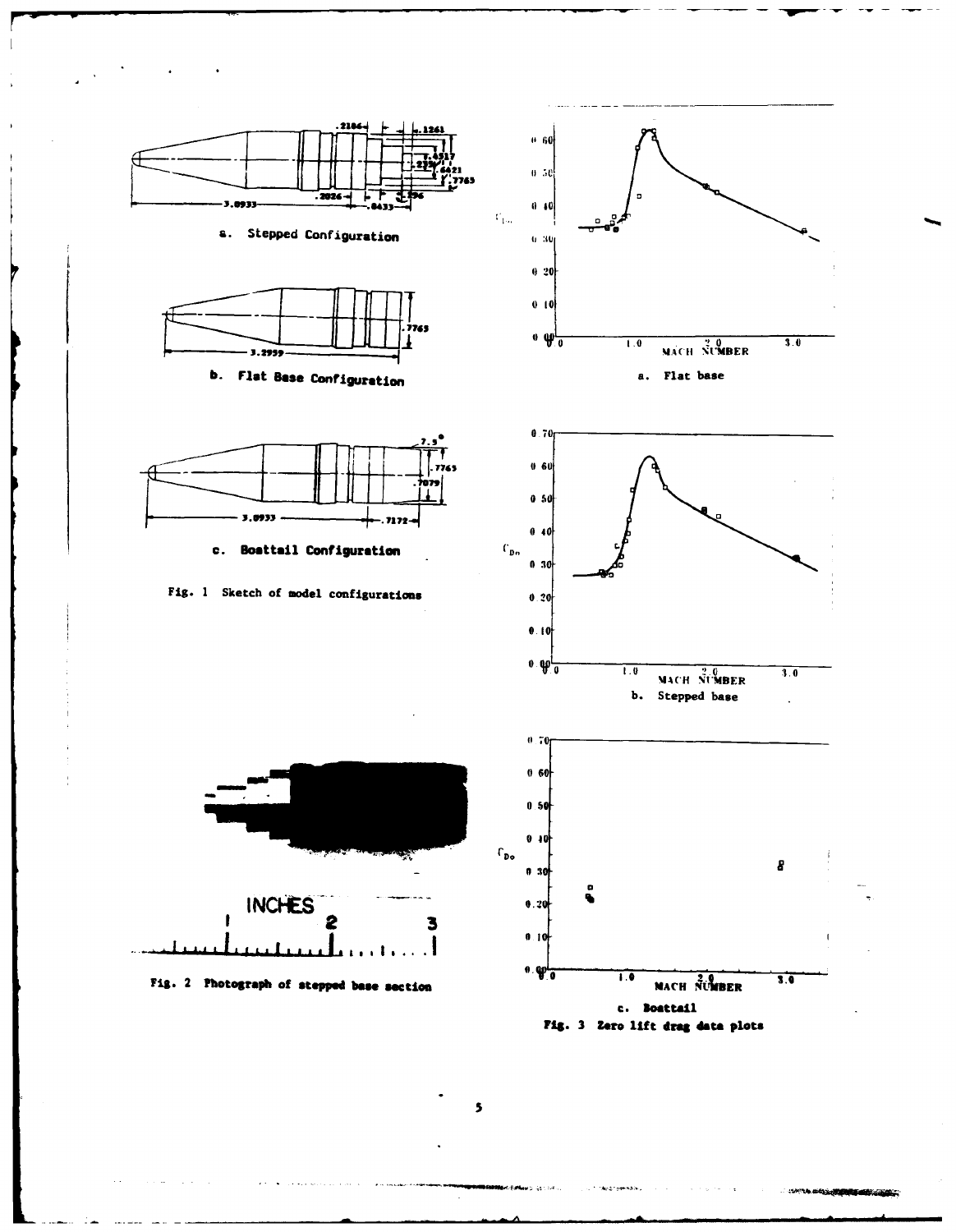a. Stepped Configuration

b. Flat Base Configuration

c. Boattail Configuration

Fig. 1 Sketch of model configurations

Fig. 2 Photograph of stepped base section

a. Flat base

b. Stepped base

c. Boattail

Fig. 3 Zero lift drag data plots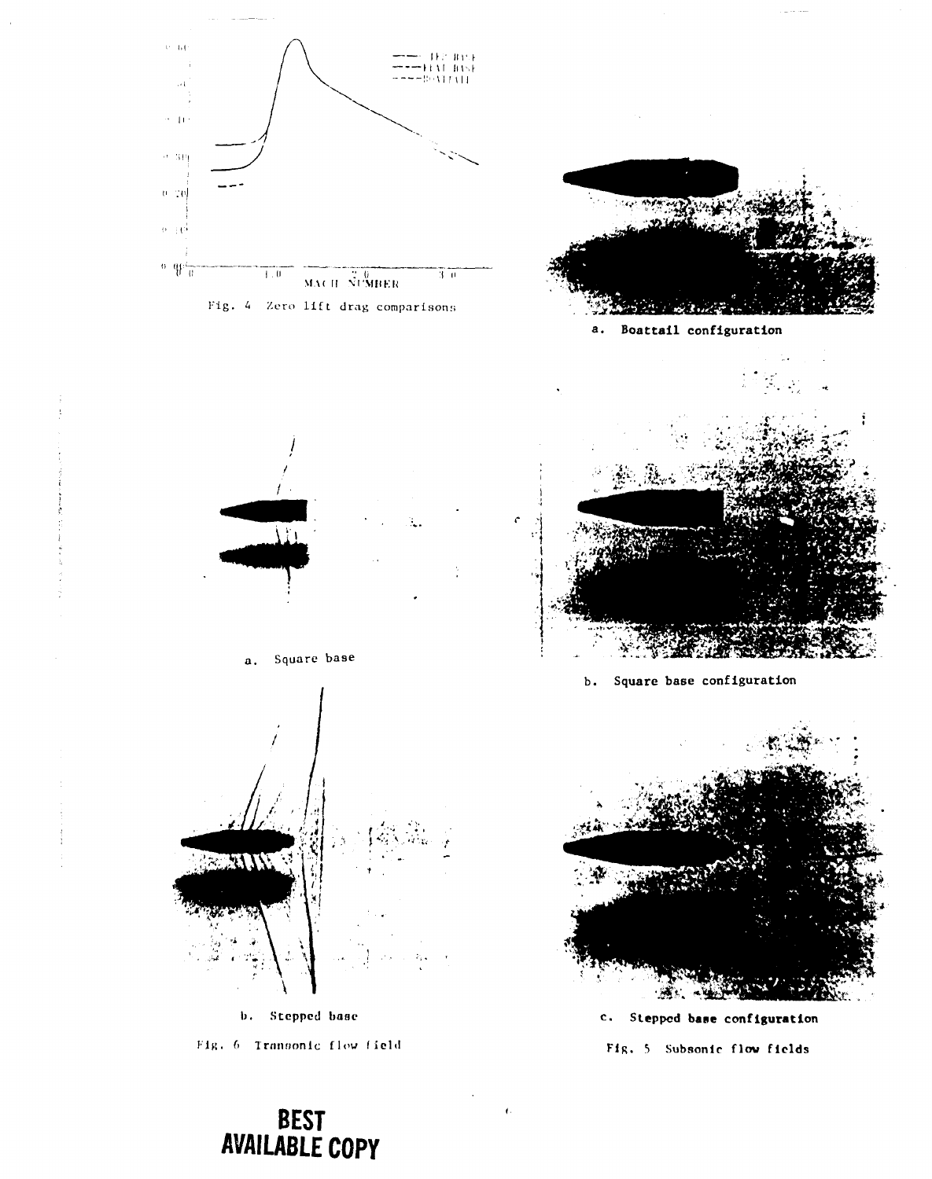0.60

.50

0.40

0.30

0.20

0.10

0.00

0.0 1.0 2.0 3.0

MACH NUMBER

Fig. 4 Zero lift drag comparisons

a. Boattail configuration

b. Square base configuration

c. Stepped base configuration

Fig. 5 Subsonic flow fields

a. Square base

b. Stepped base

Fig. 6 Transonic flow field

**BEST AVAILABLE COPY**